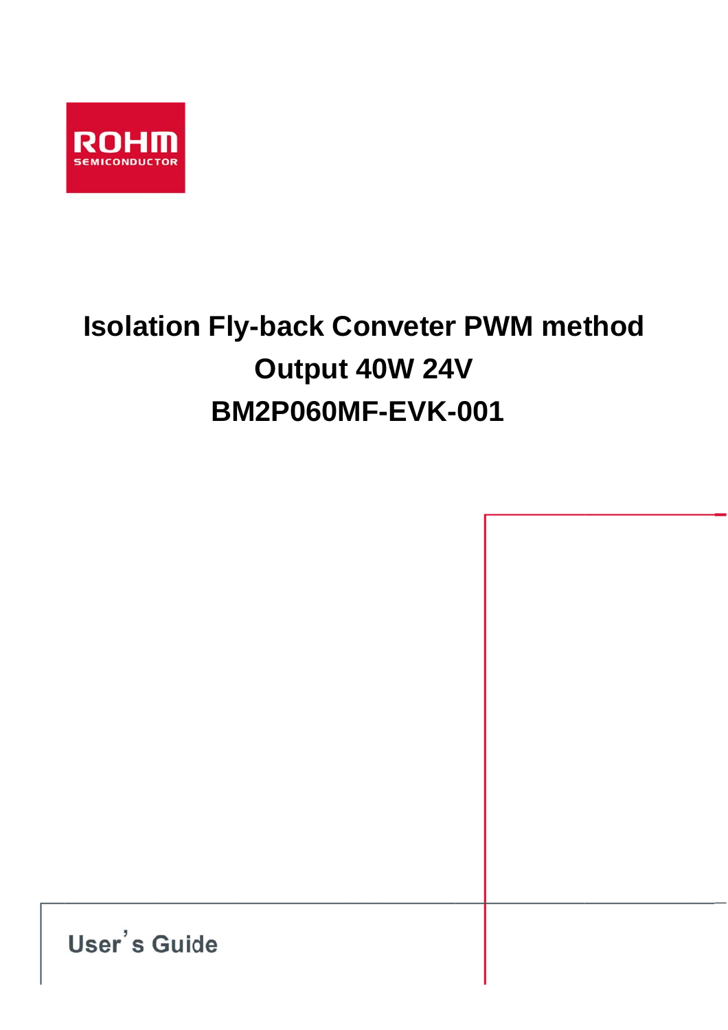ROHM SEMICONDUCTOR

# Isolation Fly-back Conveter PWM method
# Output 40W 24V
# BM2P060MF-EVK-001

User's Guide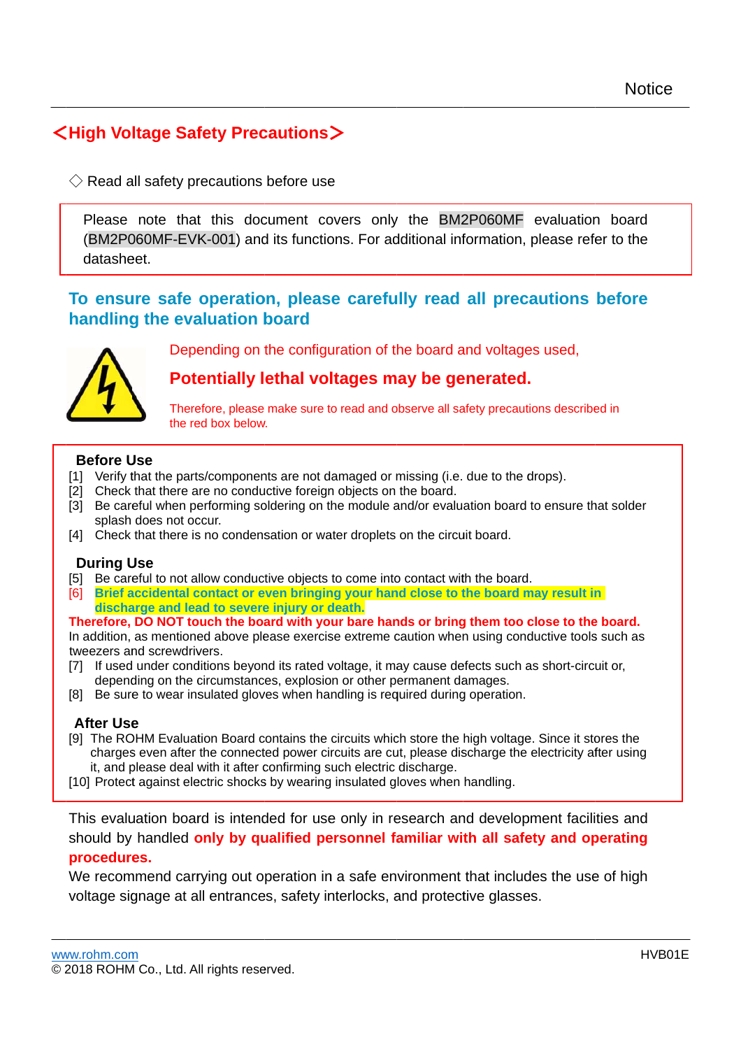## <High Voltage Safety Precautions>

◇ Read all safety precautions before use

Please note that this document covers only the BM2P060MF evaluation board (BM2P060MF-EVK-001) and its functions. For additional information, please refer to the datasheet.

### To ensure safe operation, please carefully read all precautions before handling the evaluation board

Depending on the configuration of the board and voltages used,

**Potentially lethal voltages may be generated.**

Therefore, please make sure to read and observe all safety precautions described in the red box below.

**Before Use**

[1] Verify that the parts/components are not damaged or missing (i.e. due to the drops).
[2] Check that there are no conductive foreign objects on the board.
[3] Be careful when performing soldering on the module and/or evaluation board to ensure that solder splash does not occur.
[4] Check that there is no condensation or water droplets on the circuit board.

**During Use**

[5] Be careful to not allow conductive objects to come into contact with the board.
[6] **Brief accidental contact or even bringing your hand close to the board may result in discharge and lead to severe injury or death.**
**Therefore, DO NOT touch the board with your bare hands or bring them too close to the board.**
In addition, as mentioned above please exercise extreme caution when using conductive tools such as tweezers and screwdrivers.
[7] If used under conditions beyond its rated voltage, it may cause defects such as short-circuit or, depending on the circumstances, explosion or other permanent damages.
[8] Be sure to wear insulated gloves when handling is required during operation.

**After Use**

[9] The ROHM Evaluation Board contains the circuits which store the high voltage. Since it stores the charges even after the connected power circuits are cut, please discharge the electricity after using it, and please deal with it after confirming such electric discharge.
[10] Protect against electric shocks by wearing insulated gloves when handling.

This evaluation board is intended for use only in research and development facilities and should by handled **only by qualified personnel familiar with all safety and operating procedures.**
We recommend carrying out operation in a safe environment that includes the use of high voltage signage at all entrances, safety interlocks, and protective glasses.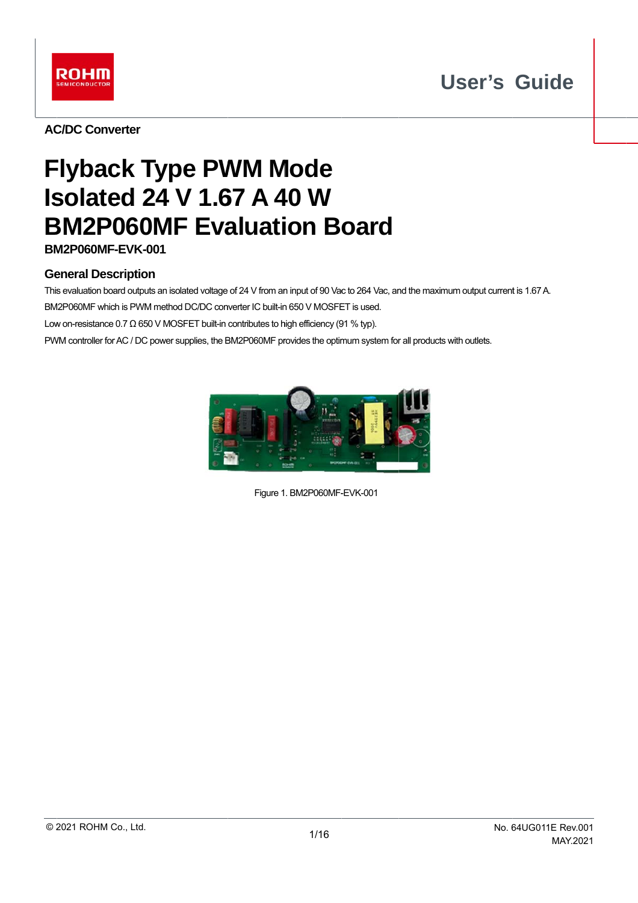ROHM SEMICONDUCTOR

User's Guide

AC/DC Converter

# Flyback Type PWM Mode Isolated 24 V 1.67 A 40 W BM2P060MF Evaluation Board

**BM2P060MF-EVK-001**

## General Description

This evaluation board outputs an isolated voltage of 24 V from an input of 90 Vac to 264 Vac, and the maximum output current is 1.67 A.

BM2P060MF which is PWM method DC/DC converter IC built-in 650 V MOSFET is used.

Low on-resistance 0.7 Ω 650 V MOSFET built-in contributes to high efficiency (91 % typ).

PWM controller for AC / DC power supplies, the BM2P060MF provides the optimum system for all products with outlets.

Figure 1. BM2P060MF-EVK-001

© 2021 ROHM Co., Ltd.

No. 64UG011E Rev.001
MAY.2021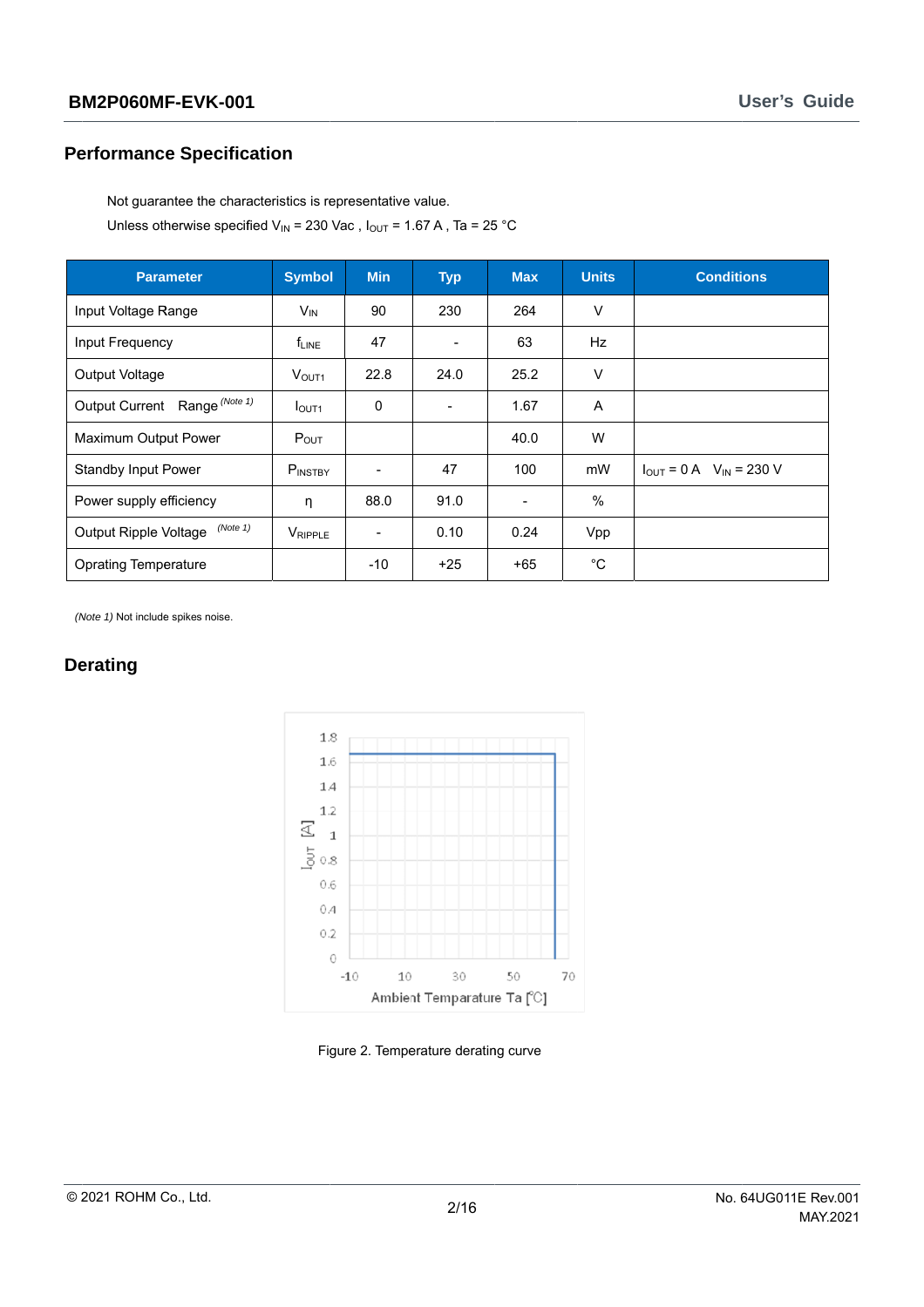## Performance Specification

Not guarantee the characteristics is representative value.

Unless otherwise specified $V_{IN}$ = 230 Vac , $I_{OUT}$ = 1.67 A , Ta = 25 °C

| Parameter | Symbol | Min | Typ | Max | Units | Conditions |
|---|---|---|---|---|---|---|
| Input Voltage Range | $V_{IN}$ | 90 | 230 | 264 | V | |
| Input Frequency | $f_{LINE}$ | 47 | - | 63 | Hz | |
| Output Voltage | $V_{OUT1}$ | 22.8 | 24.0 | 25.2 | V | |
| Output Current Range (Note 1) | $I_{OUT1}$ | 0 | - | 1.67 | A | |
| Maximum Output Power | $P_{OUT}$ | | | 40.0 | W | |
| Standby Input Power | $P_{INSTBY}$ | - | 47 | 100 | mW | $I_{OUT}$ = 0 A $V_{IN}$ = 230 V |
| Power supply efficiency | η | 88.0 | 91.0 | - | % | |
| Output Ripple Voltage (Note 1) | $V_{RIPPLE}$ | - | 0.10 | 0.24 | Vpp | |
| Oprating Temperature | | -10 | +25 | +65 | °C | |

*(Note 1)* Not include spikes noise.

## Derating

Figure 2. Temperature derating curve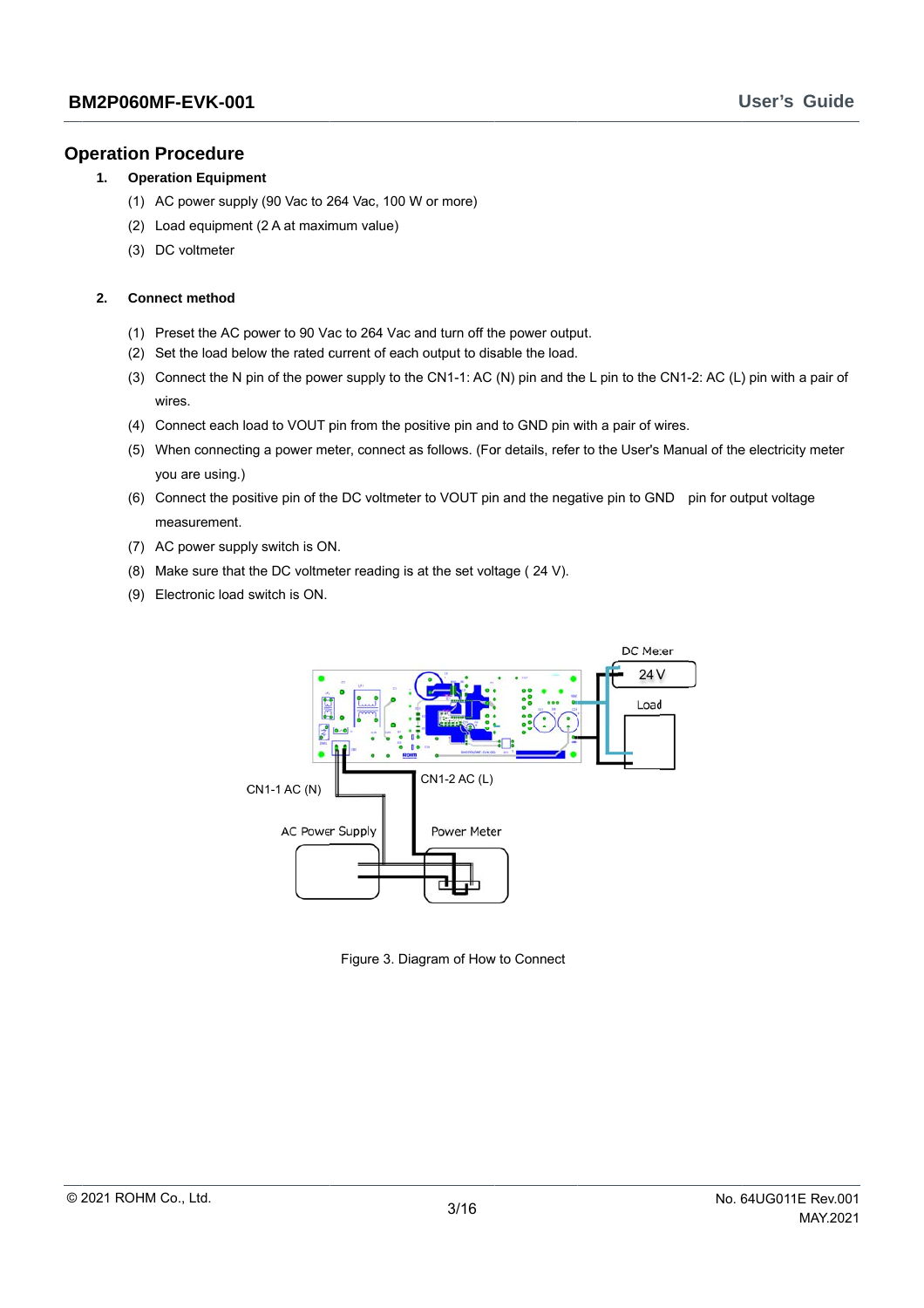## Operation Procedure

1. **Operation Equipment**
   (1) AC power supply (90 Vac to 264 Vac, 100 W or more)
   (2) Load equipment (2 A at maximum value)
   (3) DC voltmeter

2. **Connect method**
   (1) Preset the AC power to 90 Vac to 264 Vac and turn off the power output.
   (2) Set the load below the rated current of each output to disable the load.
   (3) Connect the N pin of the power supply to the CN1-1: AC (N) pin and the L pin to the CN1-2: AC (L) pin with a pair of wires.
   (4) Connect each load to VOUT pin from the positive pin and to GND pin with a pair of wires.
   (5) When connecting a power meter, connect as follows. (For details, refer to the User's Manual of the electricity meter you are using.)
   (6) Connect the positive pin of the DC voltmeter to VOUT pin and the negative pin to GND pin for output voltage measurement.
   (7) AC power supply switch is ON.
   (8) Make sure that the DC voltmeter reading is at the set voltage ( 24 V).
   (9) Electronic load switch is ON.

Figure 3. Diagram of How to Connect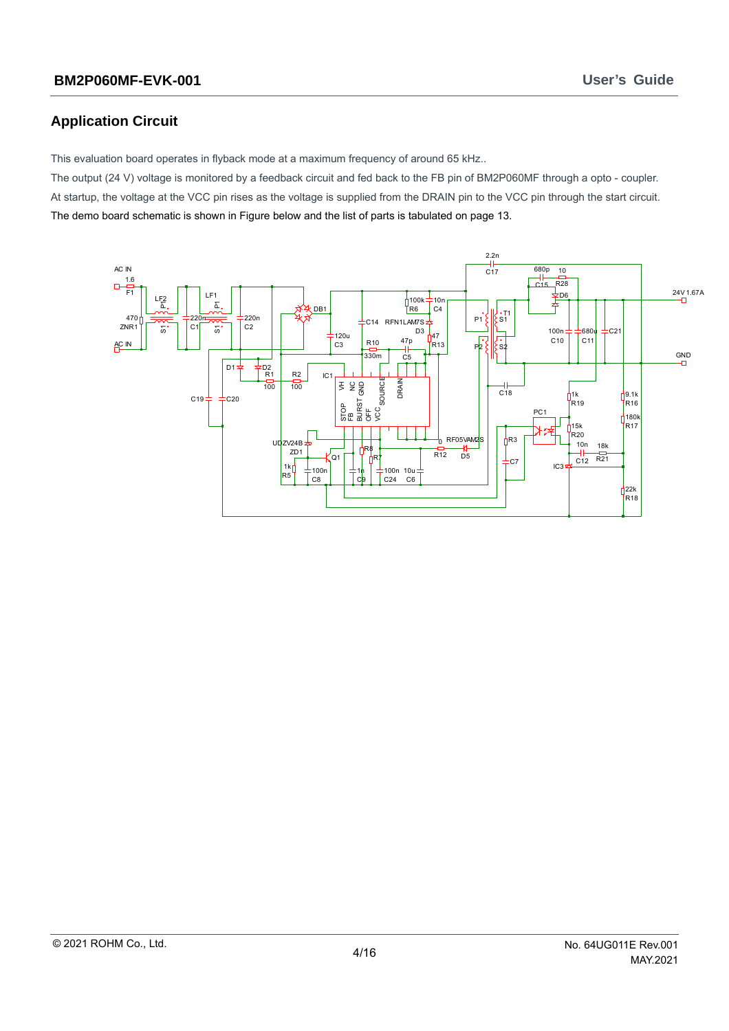## Application Circuit

This evaluation board operates in flyback mode at a maximum frequency of around 65 kHz..

The output (24 V) voltage is monitored by a feedback circuit and fed back to the FB pin of BM2P060MF through a opto - coupler.

At startup, the voltage at the VCC pin rises as the voltage is supplied from the DRAIN pin to the VCC pin through the start circuit.

The demo board schematic is shown in Figure below and the list of parts is tabulated on page 13.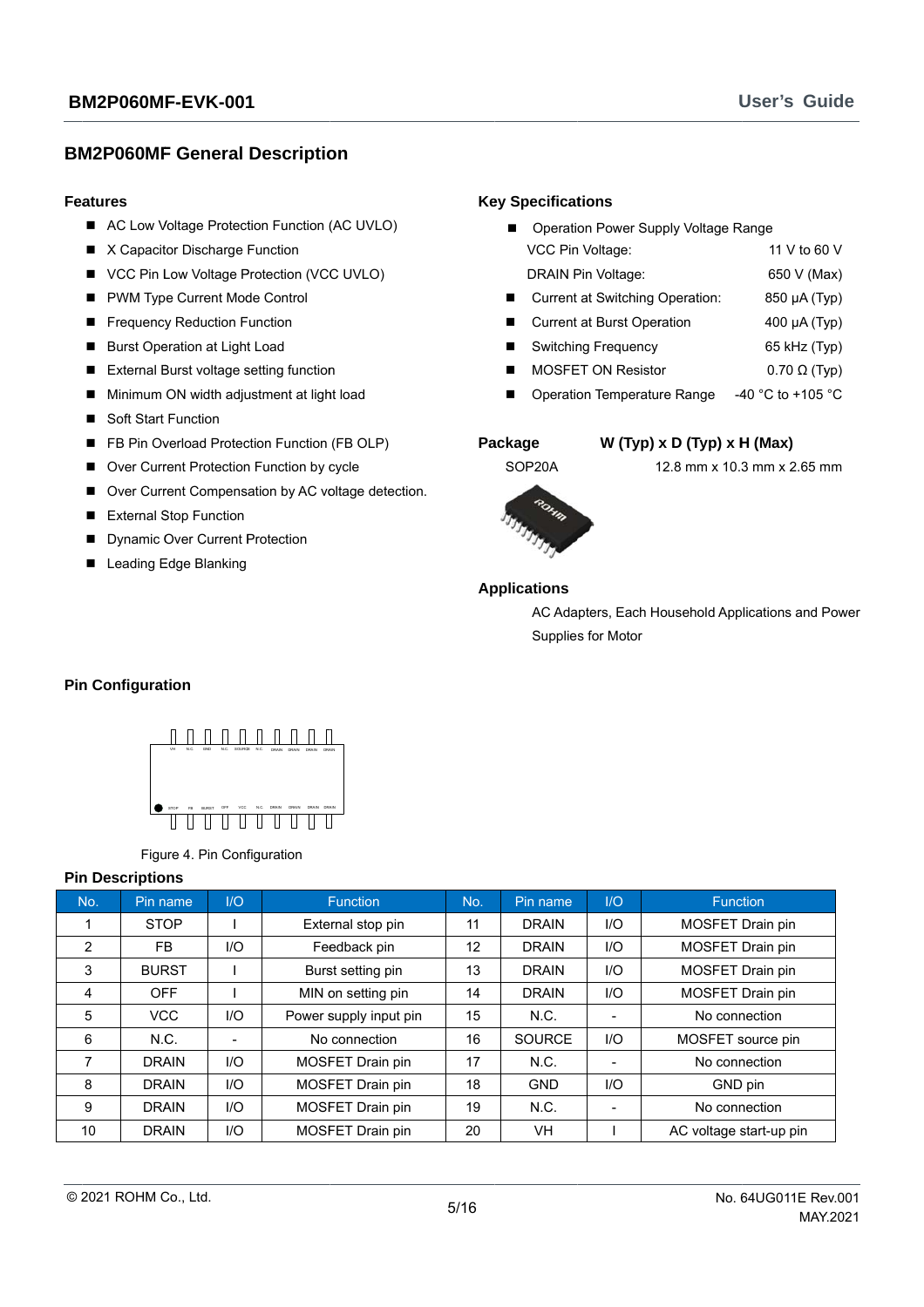## BM2P060MF General Description

### Features

- AC Low Voltage Protection Function (AC UVLO)
- X Capacitor Discharge Function
- VCC Pin Low Voltage Protection (VCC UVLO)
- PWM Type Current Mode Control
- Frequency Reduction Function
- Burst Operation at Light Load
- External Burst voltage setting function
- Minimum ON width adjustment at light load
- Soft Start Function
- FB Pin Overload Protection Function (FB OLP)
- Over Current Protection Function by cycle
- Over Current Compensation by AC voltage detection.
- External Stop Function
- Dynamic Over Current Protection
- Leading Edge Blanking

### Key Specifications

- Operation Power Supply Voltage Range
  - VCC Pin Voltage: 11 V to 60 V
  - DRAIN Pin Voltage: 650 V (Max)
- Current at Switching Operation: 850 µA (Typ)
- Current at Burst Operation 400 µA (Typ)
- Switching Frequency 65 kHz (Typ)
- MOSFET ON Resistor 0.70 Ω (Typ)
- Operation Temperature Range -40 °C to +105 °C

### Package

| Package | W (Typ) x D (Typ) x H (Max) |
|---|---|
| SOP20A | 12.8 mm x 10.3 mm x 2.65 mm |

### Applications

AC Adapters, Each Household Applications and Power Supplies for Motor

### Pin Configuration

Figure 4. Pin Configuration

### Pin Descriptions

| No. | Pin name | I/O | Function | No. | Pin name | I/O | Function |
|---|---|---|---|---|---|---|---|
| 1 | STOP | I | External stop pin | 11 | DRAIN | I/O | MOSFET Drain pin |
| 2 | FB | I/O | Feedback pin | 12 | DRAIN | I/O | MOSFET Drain pin |
| 3 | BURST | I | Burst setting pin | 13 | DRAIN | I/O | MOSFET Drain pin |
| 4 | OFF | I | MIN on setting pin | 14 | DRAIN | I/O | MOSFET Drain pin |
| 5 | VCC | I/O | Power supply input pin | 15 | N.C. | - | No connection |
| 6 | N.C. | - | No connection | 16 | SOURCE | I/O | MOSFET source pin |
| 7 | DRAIN | I/O | MOSFET Drain pin | 17 | N.C. | - | No connection |
| 8 | DRAIN | I/O | MOSFET Drain pin | 18 | GND | I/O | GND pin |
| 9 | DRAIN | I/O | MOSFET Drain pin | 19 | N.C. | - | No connection |
| 10 | DRAIN | I/O | MOSFET Drain pin | 20 | VH | I | AC voltage start-up pin |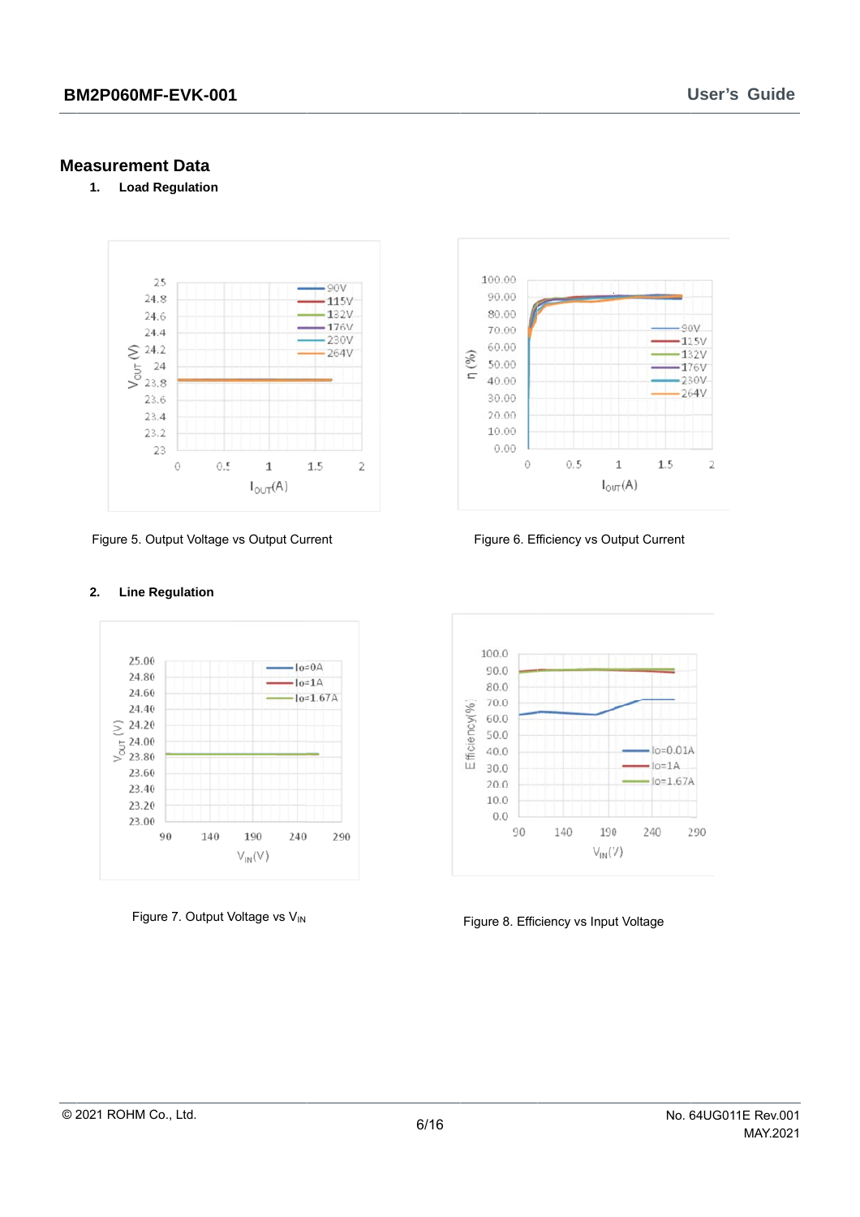## Measurement Data

1. **Load Regulation**

Figure 5. Output Voltage vs Output Current

Figure 6. Efficiency vs Output Current

2. **Line Regulation**

Figure 7. Output Voltage vs $V_{IN}$

Figure 8. Efficiency vs Input Voltage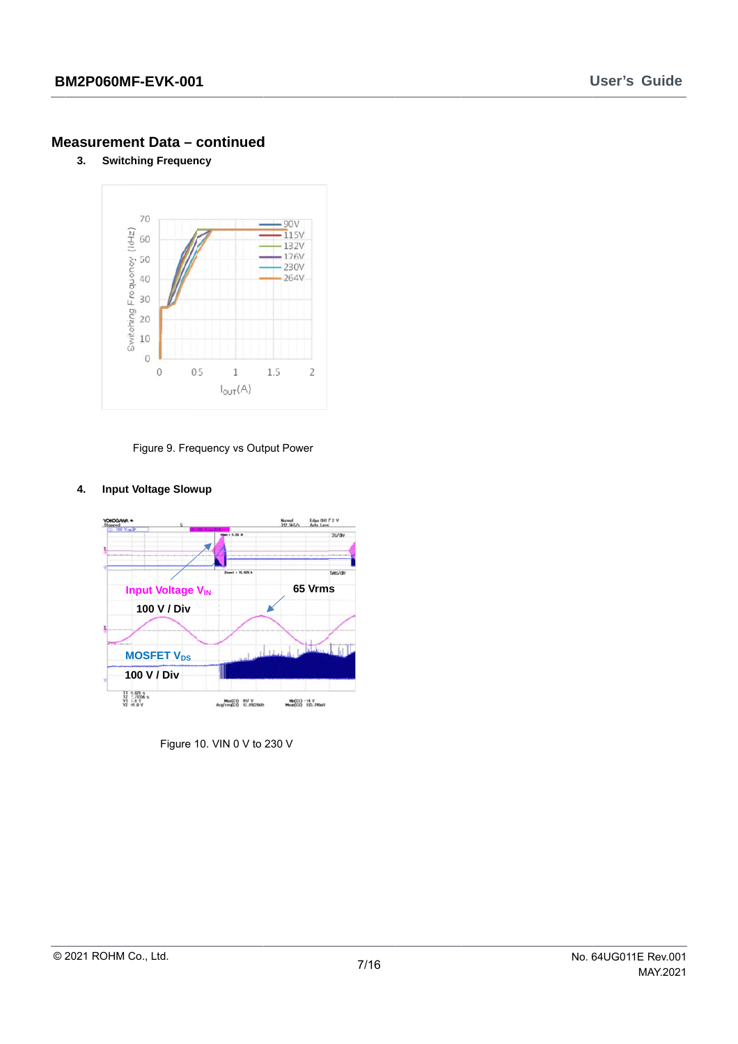## Measurement Data – continued

3. **Switching Frequency**

Figure 9. Frequency vs Output Power

4. **Input Voltage Slowup**

Figure 10. VIN 0 V to 230 V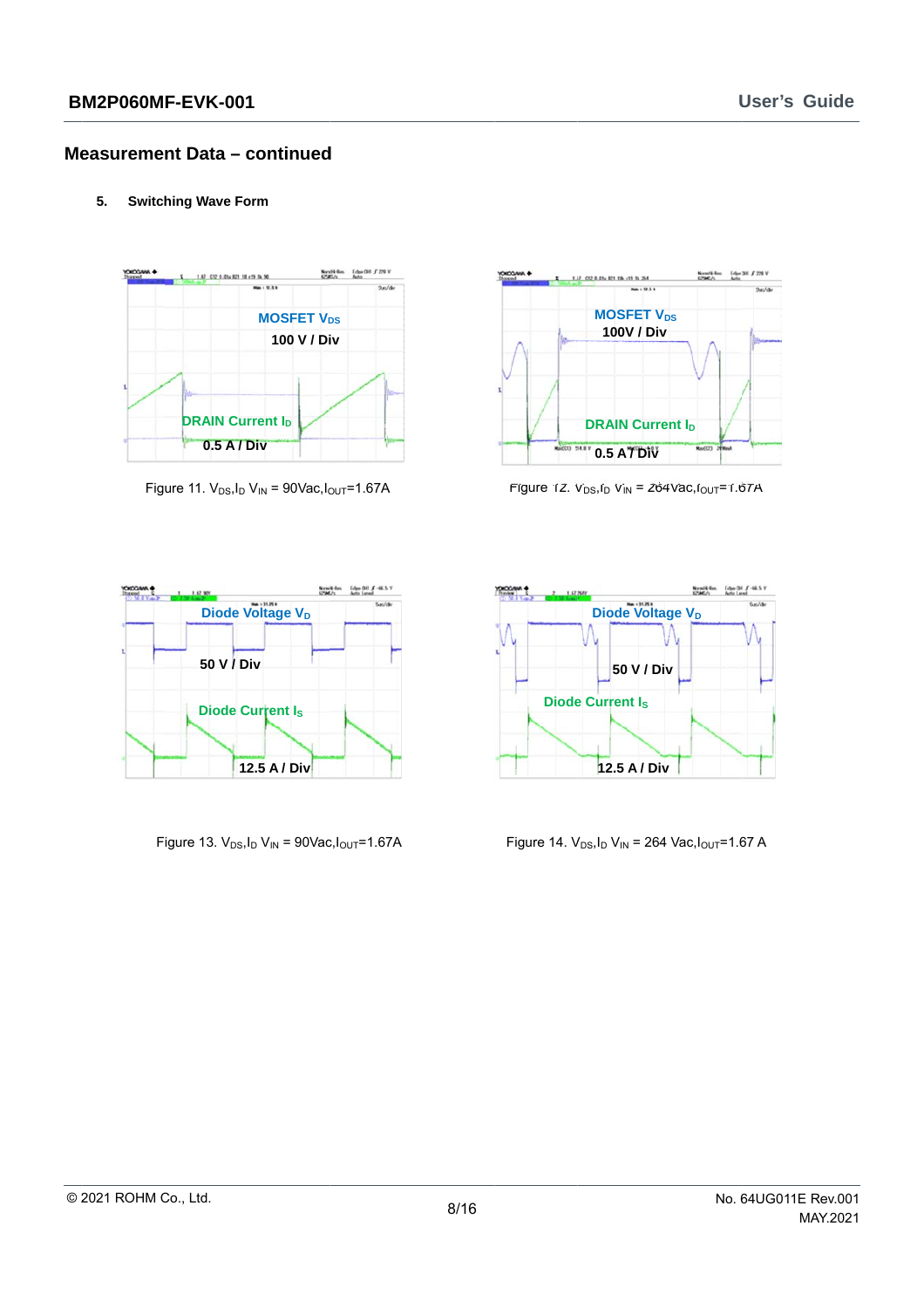## Measurement Data – continued

**5. Switching Wave Form**

MOSFET $V_{DS}$

100 V / Div

DRAIN Current $I_D$

0.5 A / Div

Figure 11. $V_{DS}$,$I_D$ $V_{IN}$ = 90Vac,$I_{OUT}$=1.67A

MOSFET $V_{DS}$

100V / Div

DRAIN Current $I_D$

0.5 A / Div

Figure 12. $V_{DS}$,$I_D$ $V_{IN}$ = 264Vac,$I_{OUT}$=1.67A

Diode Voltage $V_D$

50 V / Div

Diode Current $I_S$

12.5 A / Div

Figure 13. $V_{DS}$,$I_D$ $V_{IN}$ = 90Vac,$I_{OUT}$=1.67A

Diode Voltage $V_D$

50 V / Div

Diode Current $I_S$

12.5 A / Div

Figure 14. $V_{DS}$,$I_D$ $V_{IN}$ = 264 Vac,$I_{OUT}$=1.67 A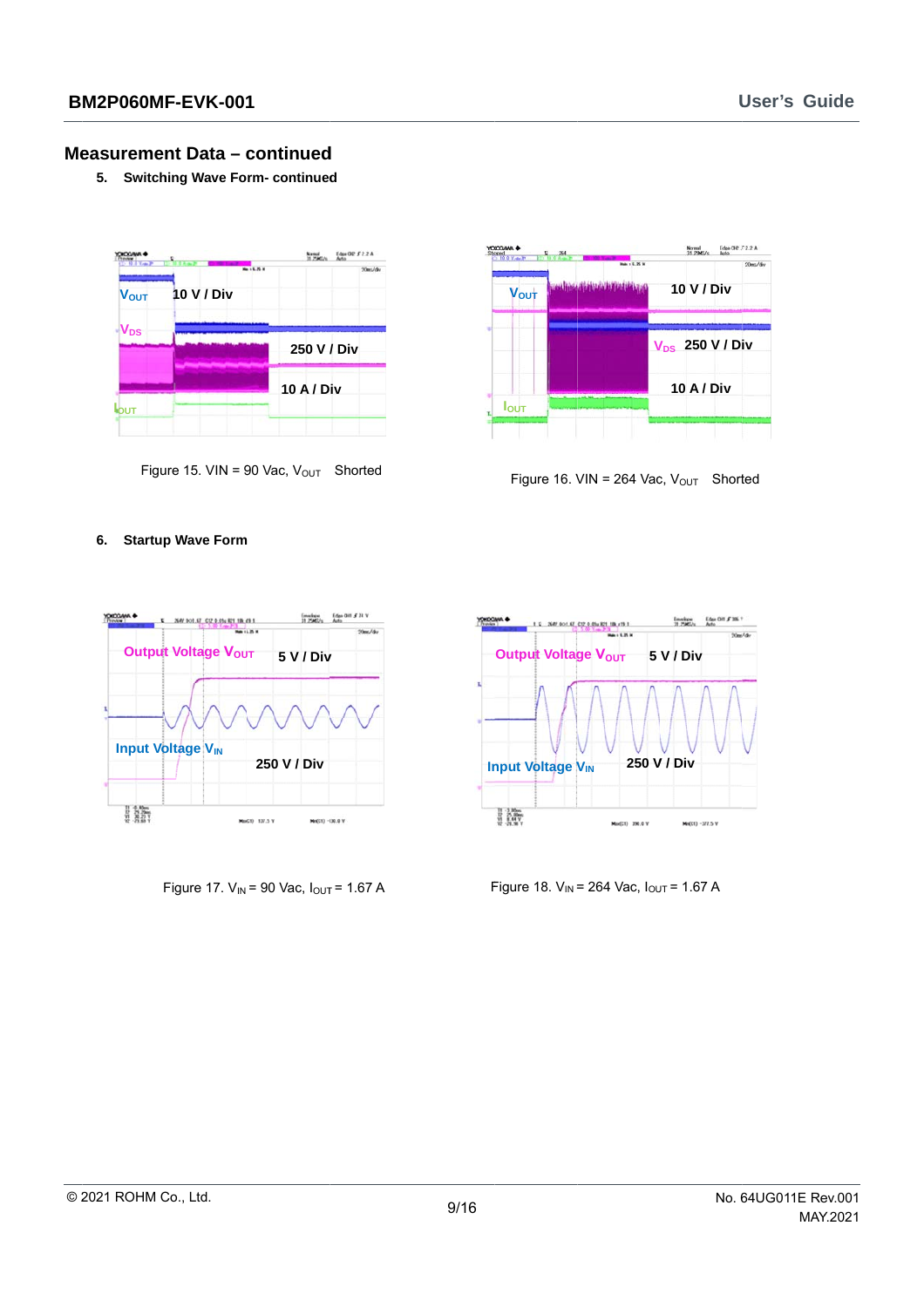## Measurement Data – continued

**5. Switching Wave Form- continued**

$V_{OUT}$ 10 V / Div

$V_{DS}$ 250 V / Div

$I_{OUT}$ 10 A / Div

Figure 15. VIN = 90 Vac, $V_{OUT}$ Shorted

$V_{OUT}$ 10 V / Div

$V_{DS}$ 250 V / Div

$I_{OUT}$ 10 A / Div

Figure 16. VIN = 264 Vac, $V_{OUT}$ Shorted

**6. Startup Wave Form**

Output Voltage $V_{OUT}$ 5 V / Div

Input Voltage $V_{IN}$ 250 V / Div

Figure 17. $V_{IN}$ = 90 Vac, $I_{OUT}$ = 1.67 A

Output Voltage $V_{OUT}$ 5 V / Div

Input Voltage $V_{IN}$ 250 V / Div

Figure 18. $V_{IN}$ = 264 Vac, $I_{OUT}$ = 1.67 A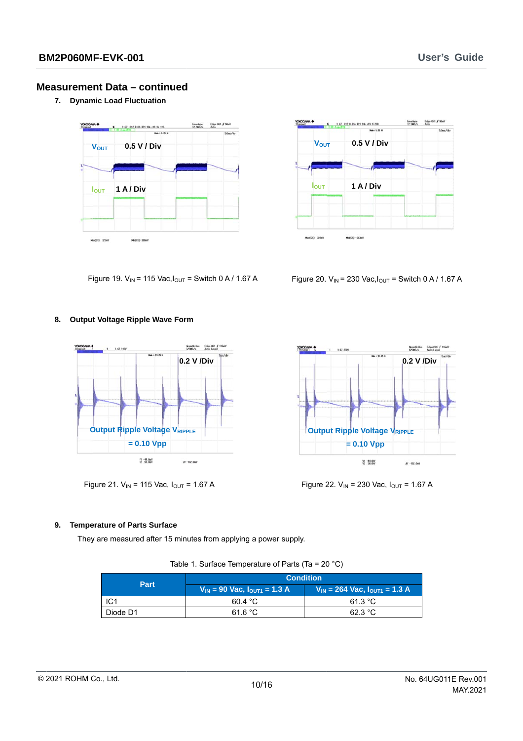## Measurement Data – continued

7. **Dynamic Load Fluctuation**

$V_{OUT}$ 0.5 V / Div

$I_{OUT}$ 1 A / Div

Figure 19. $V_{IN}$ = 115 Vac, $I_{OUT}$ = Switch 0 A / 1.67 A

$V_{OUT}$ 0.5 V / Div

$I_{OUT}$ 1 A / Div

Figure 20. $V_{IN}$ = 230 Vac, $I_{OUT}$ = Switch 0 A / 1.67 A

8. **Output Voltage Ripple Wave Form**

0.2 V /Div

Output Ripple Voltage $V_{RIPPLE}$ = 0.10 Vpp

Figure 21. $V_{IN}$ = 115 Vac, $I_{OUT}$ = 1.67 A

0.2 V /Div

Output Ripple Voltage $V_{RIPPLE}$ = 0.10 Vpp

Figure 22. $V_{IN}$ = 230 Vac, $I_{OUT}$ = 1.67 A

9. **Temperature of Parts Surface**

They are measured after 15 minutes from applying a power supply.

Table 1. Surface Temperature of Parts (Ta = 20 °C)

| Part | Condition | |
|---|---|---|
| | $V_{IN}$ = 90 Vac, $I_{OUT1}$ = 1.3 A | $V_{IN}$ = 264 Vac, $I_{OUT1}$ = 1.3 A |
| IC1 | 60.4 °C | 61.3 °C |
| Diode D1 | 61.6 °C | 62.3 °C |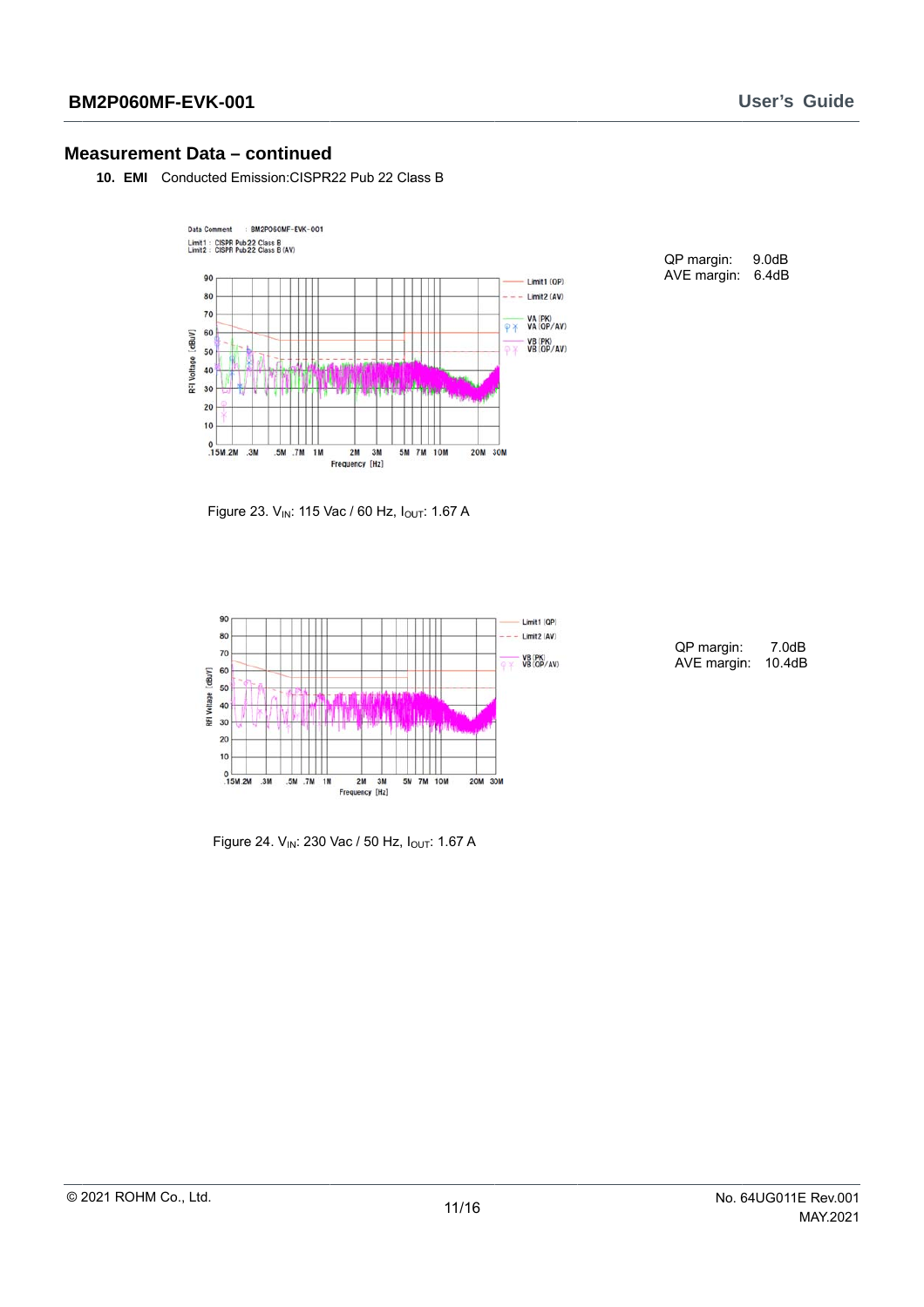## Measurement Data – continued

**10. EMI** Conducted Emission:CISPR22 Pub 22 Class B

QP margin: 9.0dB
AVE margin: 6.4dB

Figure 23. $V_{IN}$: 115 Vac / 60 Hz, $I_{OUT}$: 1.67 A

QP margin: 7.0dB
AVE margin: 10.4dB

Figure 24. $V_{IN}$: 230 Vac / 50 Hz, $I_{OUT}$: 1.67 A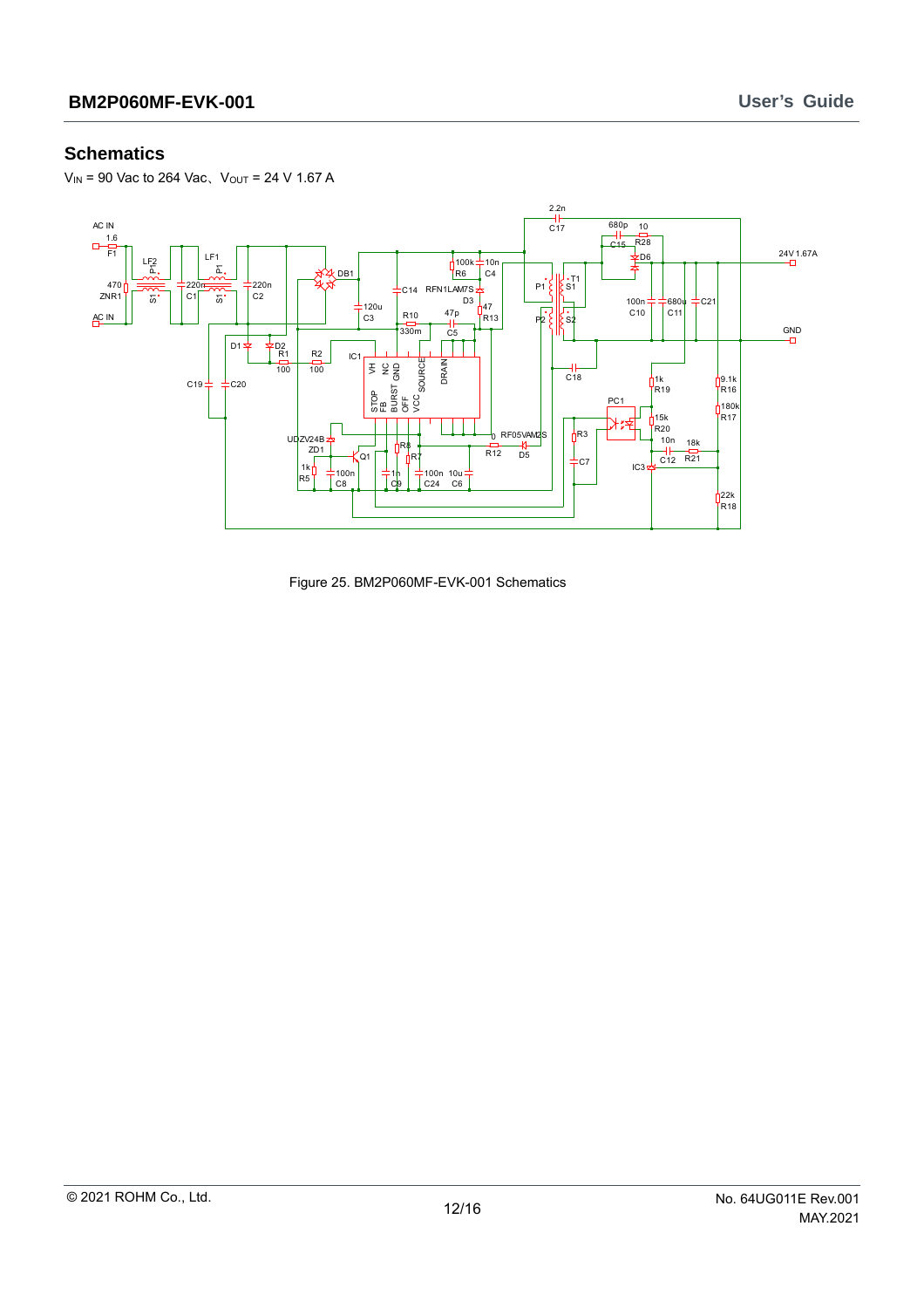## Schematics

$V_{IN}$ = 90 Vac to 264 Vac、$V_{OUT}$ = 24 V 1.67 A

Figure 25. BM2P060MF-EVK-001 Schematics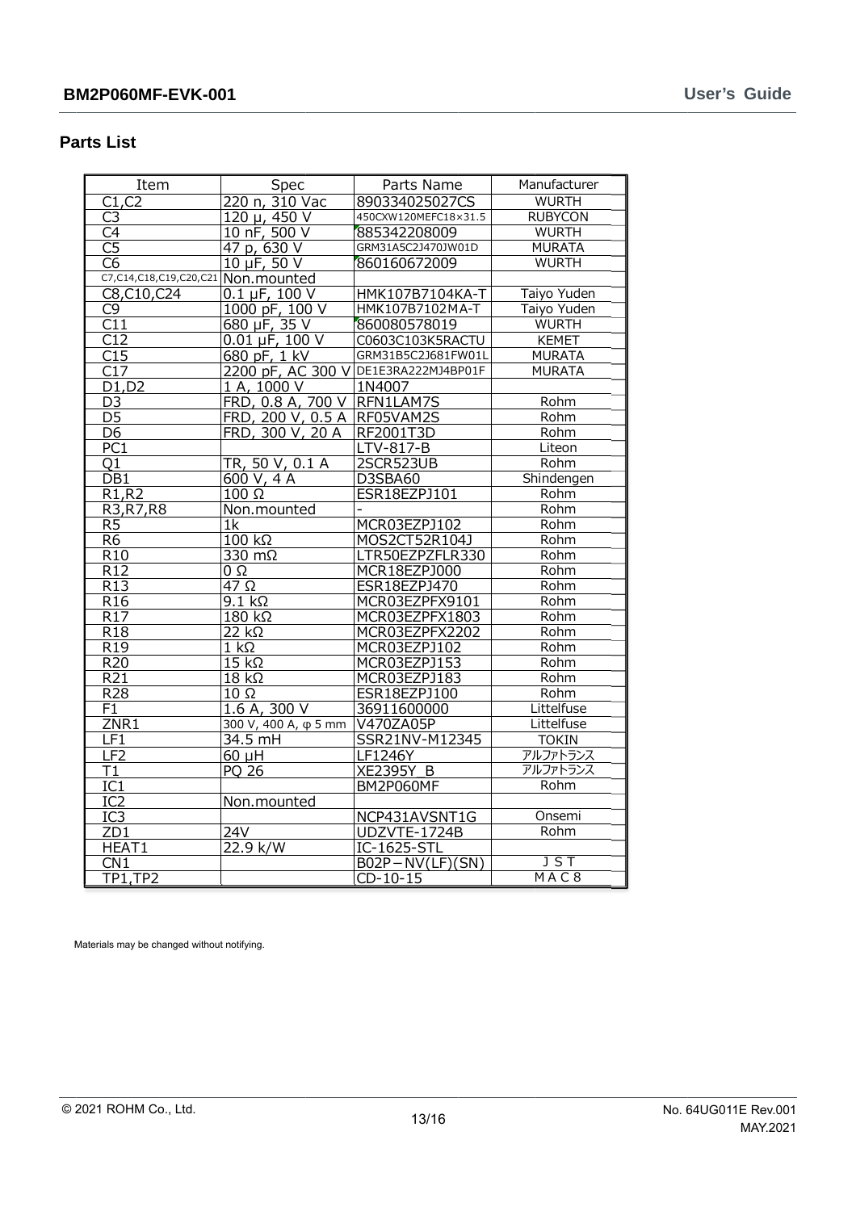## Parts List

| Item | Spec | Parts Name | Manufacturer |
|---|---|---|---|
| C1,C2 | 220 n, 310 Vac | 890334025027CS | WURTH |
| C3 | 120 μ, 450 V | 450CXW120MEFC18×31.5 | RUBYCON |
| C4 | 10 nF, 500 V | 885342208009 | WURTH |
| C5 | 47 p, 630 V | GRM31A5C2J470JW01D | MURATA |
| C6 | 10 μF, 50 V | 860160672009 | WURTH |
| C7,C14,C18,C19,C20,C21 | Non.mounted | | |
| C8,C10,C24 | 0.1 μF, 100 V | HMK107B7104KA-T | Taiyo Yuden |
| C9 | 1000 pF, 100 V | HMK107B7102MA-T | Taiyo Yuden |
| C11 | 680 μF, 35 V | 860080578019 | WURTH |
| C12 | 0.01 μF, 100 V | C0603C103K5RACTU | KEMET |
| C15 | 680 pF, 1 kV | GRM31B5C2J681FW01L | MURATA |
| C17 | 2200 pF, AC 300 V | DE1E3RA222MJ4BP01F | MURATA |
| D1,D2 | 1 A, 1000 V | 1N4007 | |
| D3 | FRD, 0.8 A, 700 V | RFN1LAM7S | Rohm |
| D5 | FRD, 200 V, 0.5 A | RF05VAM2S | Rohm |
| D6 | FRD, 300 V, 20 A | RF2001T3D | Rohm |
| PC1 | | LTV-817-B | Liteon |
| Q1 | TR, 50 V, 0.1 A | 2SCR523UB | Rohm |
| DB1 | 600 V, 4 A | D3SBA60 | Shindengen |
| R1,R2 | 100 Ω | ESR18EZPJ101 | Rohm |
| R3,R7,R8 | Non.mounted | - | Rohm |
| R5 | 1k | MCR03EZPJ102 | Rohm |
| R6 | 100 kΩ | MOS2CT52R104J | Rohm |
| R10 | 330 mΩ | LTR50EZPZFLR330 | Rohm |
| R12 | 0 Ω | MCR18EZPJ000 | Rohm |
| R13 | 47 Ω | ESR18EZPJ470 | Rohm |
| R16 | 9.1 kΩ | MCR03EZPFX9101 | Rohm |
| R17 | 180 kΩ | MCR03EZPFX1803 | Rohm |
| R18 | 22 kΩ | MCR03EZPFX2202 | Rohm |
| R19 | 1 kΩ | MCR03EZPJ102 | Rohm |
| R20 | 15 kΩ | MCR03EZPJ153 | Rohm |
| R21 | 18 kΩ | MCR03EZPJ183 | Rohm |
| R28 | 10 Ω | ESR18EZPJ100 | Rohm |
| F1 | 1.6 A, 300 V | 36911600000 | Littelfuse |
| ZNR1 | 300 V, 400 A, φ 5 mm | V470ZA05P | Littelfuse |
| LF1 | 34.5 mH | SSR21NV-M12345 | TOKIN |
| LF2 | 60 μH | LF1246Y | アルファトランス |
| T1 | PQ 26 | XE2395Y_B | アルファトランス |
| IC1 | | BM2P060MF | Rohm |
| IC2 | Non.mounted | | |
| IC3 | | NCP431AVSNT1G | Onsemi |
| ZD1 | 24V | UDZVTE-1724B | Rohm |
| HEAT1 | 22.9 k/W | IC-1625-STL | |
| CN1 | | B02P－NV(LF)(SN) | ＪＳＴ |
| TP1,TP2 | | CD-10-15 | ＭＡＣ８ |

Materials may be changed without notifying.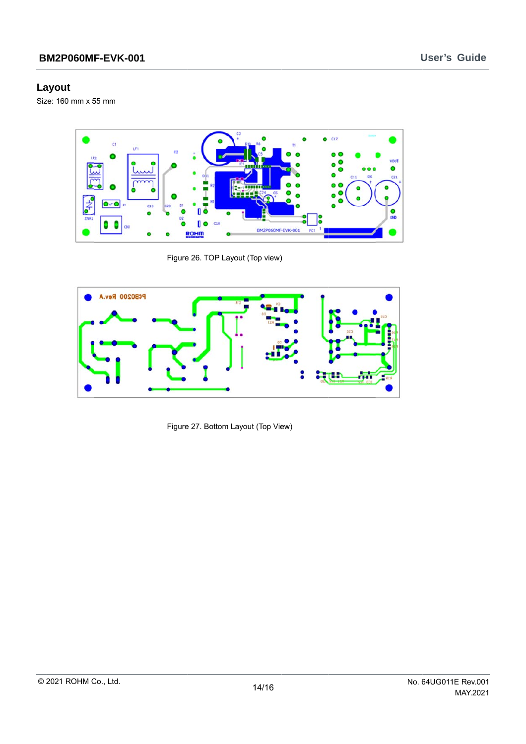## Layout

Size: 160 mm x 55 mm

Figure 26. TOP Layout (Top view)

Figure 27. Bottom Layout (Top View)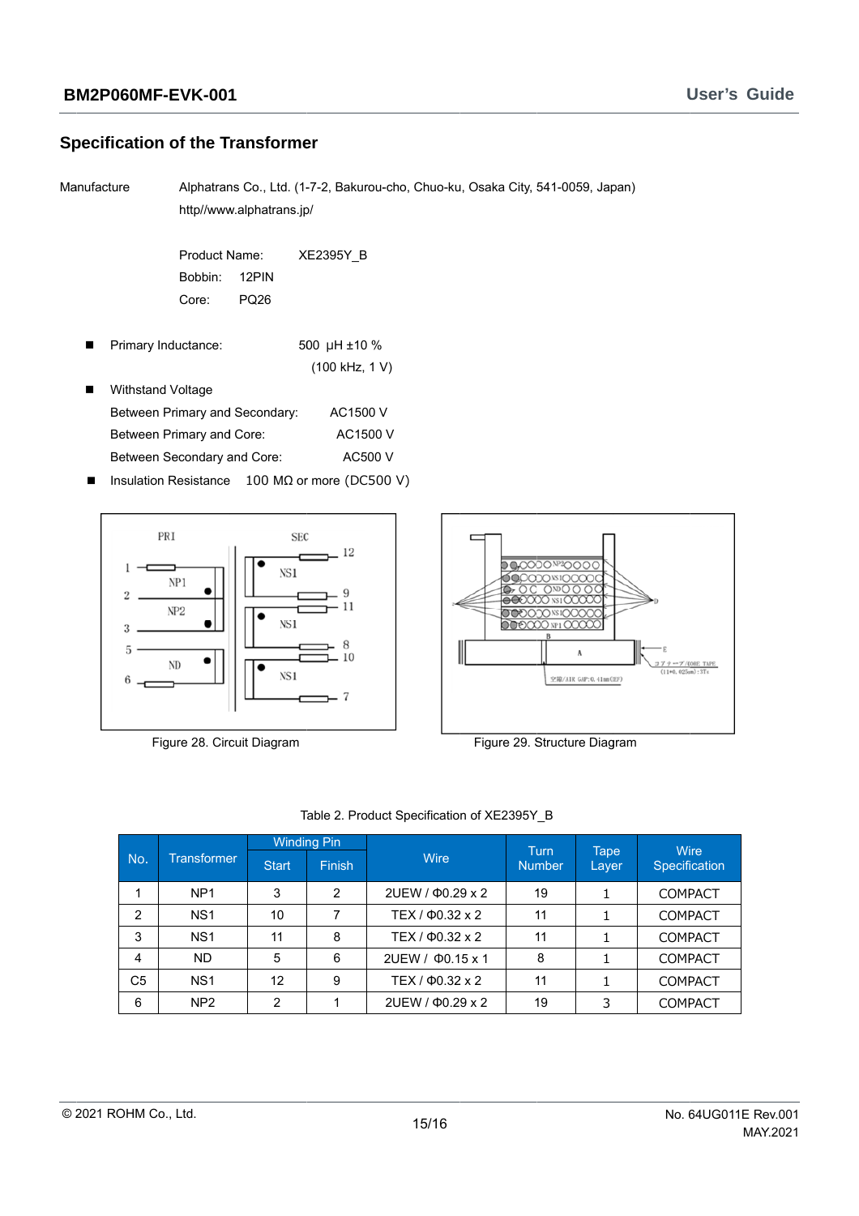## Specification of the Transformer

Manufacture Alphatrans Co., Ltd. (1-7-2, Bakurou-cho, Chuo-ku, Osaka City, 541-0059, Japan)
http//www.alphatrans.jp/

Product Name: XE2395Y_B
Bobbin: 12PIN
Core: PQ26

- Primary Inductance: 500 μH ±10 %
  (100 kHz, 1 V)
- Withstand Voltage
  Between Primary and Secondary: AC1500 V
  Between Primary and Core: AC1500 V
  Between Secondary and Core: AC500 V
- Insulation Resistance 100 MΩ or more (DC500 V)

Figure 28. Circuit Diagram

Figure 29. Structure Diagram

Table 2. Product Specification of XE2395Y_B

| No. | Transformer | Winding Pin | | Wire | Turn Number | Tape Layer | Wire Specification |
|---|---|---|---|---|---|---|---|
| | | Start | Finish | | | | |
| 1 | NP1 | 3 | 2 | 2UEW / Φ0.29 x 2 | 19 | 1 | COMPACT |
| 2 | NS1 | 10 | 7 | TEX / Φ0.32 x 2 | 11 | 1 | COMPACT |
| 3 | NS1 | 11 | 8 | TEX / Φ0.32 x 2 | 11 | 1 | COMPACT |
| 4 | ND | 5 | 6 | 2UEW / Φ0.15 x 1 | 8 | 1 | COMPACT |
| C5 | NS1 | 12 | 9 | TEX / Φ0.32 x 2 | 11 | 1 | COMPACT |
| 6 | NP2 | 2 | 1 | 2UEW / Φ0.29 x 2 | 19 | 3 | COMPACT |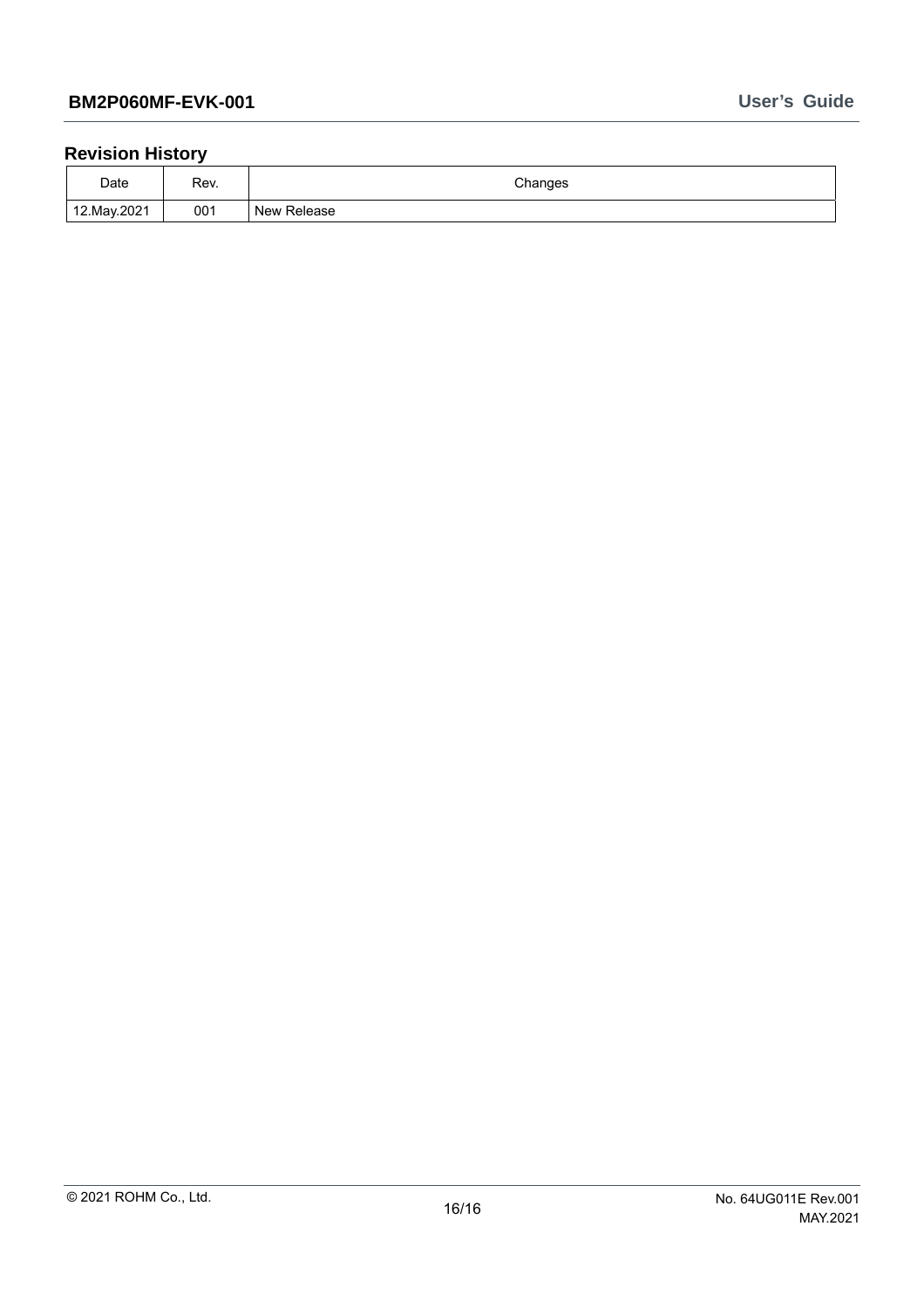## Revision History

| Date | Rev. | Changes |
|---|---|---|
| 12.May.2021 | 001 | New Release |